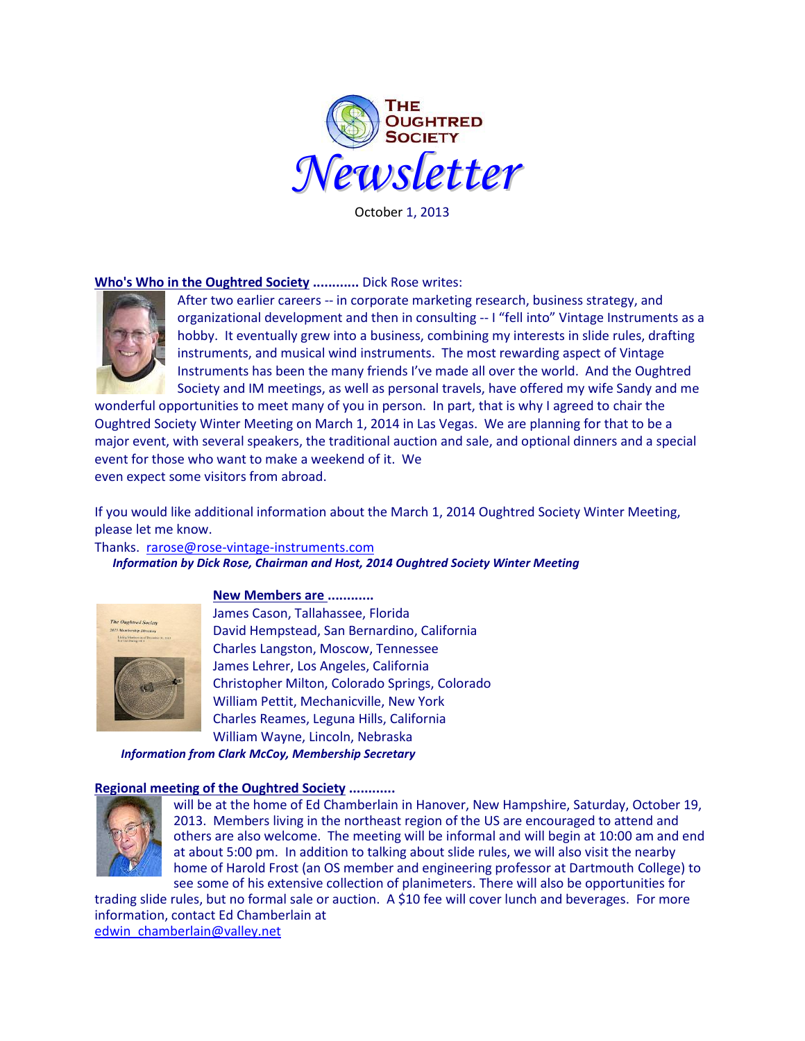# The Oughtred Society Newsletter

October 1, 2013

**Who's Who in the Oughtred Society ............** Dick Rose writes:

After two earlier careers -- in corporate marketing research, business strategy, and organizational development and then in consulting -- I "fell into" Vintage Instruments as a hobby. It eventually grew into a business, combining my interests in slide rules, drafting instruments, and musical wind instruments. The most rewarding aspect of Vintage Instruments has been the many friends I've made all over the world. And the Oughtred Society and IM meetings, as well as personal travels, have offered my wife Sandy and me wonderful opportunities to meet many of you in person. In part, that is why I agreed to chair the Oughtred Society Winter Meeting on March 1, 2014 in Las Vegas. We are planning for that to be a major event, with several speakers, the traditional auction and sale, and optional dinners and a special event for those who want to make a weekend of it. We even expect some visitors from abroad.

If you would like additional information about the March 1, 2014 Oughtred Society Winter Meeting, please let me know.

Thanks. rarose@rose-vintage-instruments.com

***Information by Dick Rose, Chairman and Host, 2014 Oughtred Society Winter Meeting***

**New Members are ............**

James Cason, Tallahassee, Florida
David Hempstead, San Bernardino, California
Charles Langston, Moscow, Tennessee
James Lehrer, Los Angeles, California
Christopher Milton, Colorado Springs, Colorado
William Pettit, Mechanicville, New York
Charles Reames, Leguna Hills, California
William Wayne, Lincoln, Nebraska

***Information from Clark McCoy, Membership Secretary***

**Regional meeting of the Oughtred Society ...........**

will be at the home of Ed Chamberlain in Hanover, New Hampshire, Saturday, October 19, 2013. Members living in the northeast region of the US are encouraged to attend and others are also welcome. The meeting will be informal and will begin at 10:00 am and end at about 5:00 pm. In addition to talking about slide rules, we will also visit the nearby home of Harold Frost (an OS member and engineering professor at Dartmouth College) to see some of his extensive collection of planimeters. There will also be opportunities for trading slide rules, but no formal sale or auction. A $10 fee will cover lunch and beverages. For more information, contact Ed Chamberlain at edwin_chamberlain@valley.net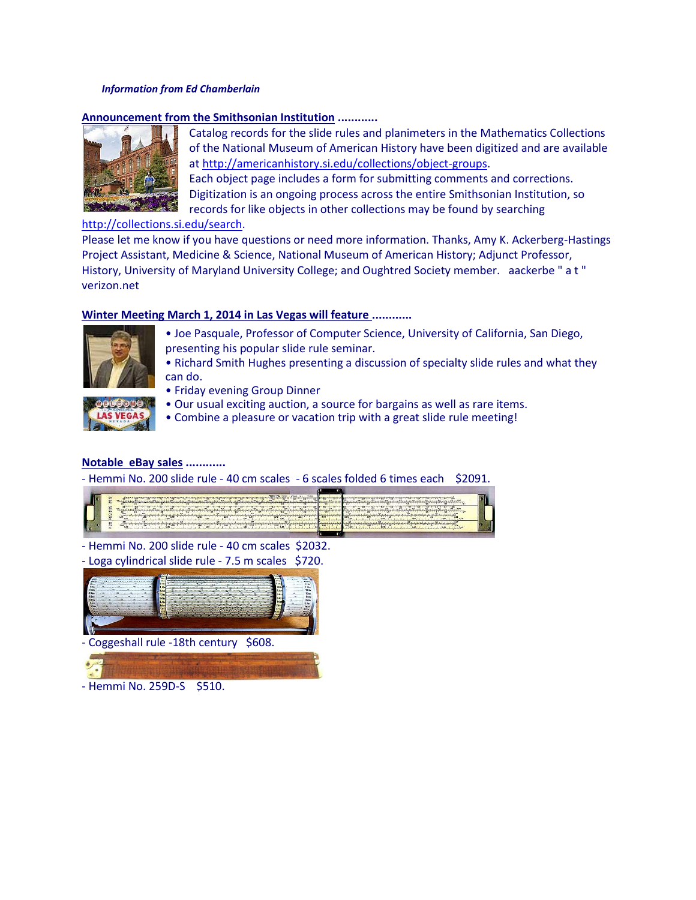*Information from Ed Chamberlain*

**Announcement from the Smithsonian Institution** ............

Catalog records for the slide rules and planimeters in the Mathematics Collections of the National Museum of American History have been digitized and are available at http://americanhistory.si.edu/collections/object-groups.
Each object page includes a form for submitting comments and corrections.
Digitization is an ongoing process across the entire Smithsonian Institution, so records for like objects in other collections may be found by searching http://collections.si.edu/search.
Please let me know if you have questions or need more information. Thanks, Amy K. Ackerberg-Hastings Project Assistant, Medicine & Science, National Museum of American History; Adjunct Professor, History, University of Maryland University College; and Oughtred Society member. aackerbe " a t " verizon.net

**Winter Meeting March 1, 2014 in Las Vegas will feature** ............

- Joe Pasquale, Professor of Computer Science, University of California, San Diego, presenting his popular slide rule seminar.
- Richard Smith Hughes presenting a discussion of specialty slide rules and what they can do.
- Friday evening Group Dinner
- Our usual exciting auction, a source for bargains as well as rare items.
- Combine a pleasure or vacation trip with a great slide rule meeting!

**Notable eBay sales** ............

- Hemmi No. 200 slide rule - 40 cm scales - 6 scales folded 6 times each $2091.
- Hemmi No. 200 slide rule - 40 cm scales $2032.
- Loga cylindrical slide rule - 7.5 m scales $720.
- Coggeshall rule -18th century $608.
- Hemmi No. 259D-S $510.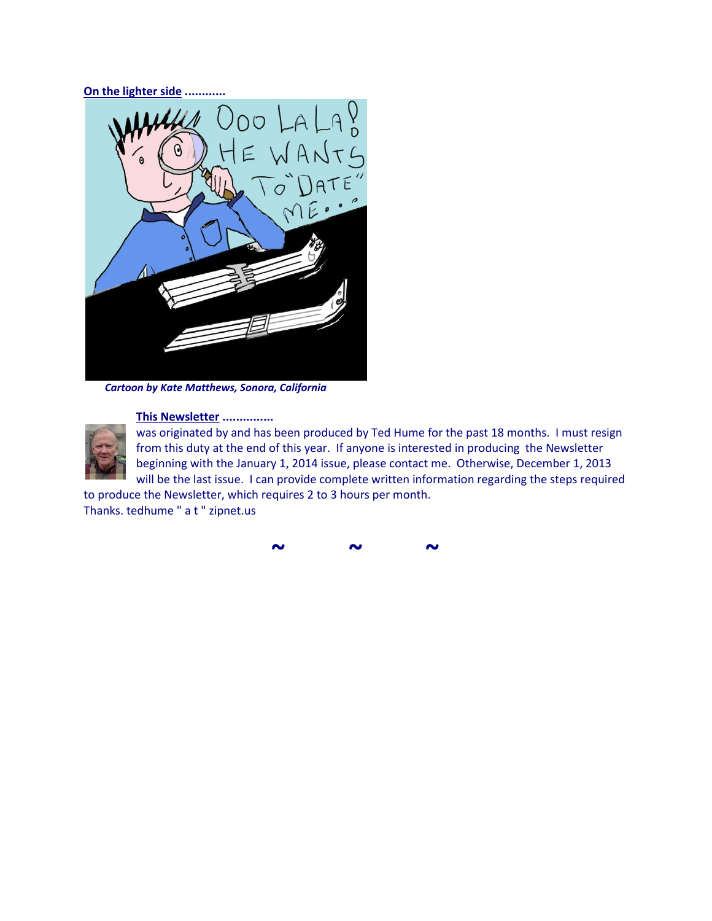**On the lighter side ............**

*Cartoon by Kate Matthews, Sonora, California*

**This Newsletter ...............**
was originated by and has been produced by Ted Hume for the past 18 months. I must resign from this duty at the end of this year. If anyone is interested in producing the Newsletter beginning with the January 1, 2014 issue, please contact me. Otherwise, December 1, 2013 will be the last issue. I can provide complete written information regarding the steps required to produce the Newsletter, which requires 2 to 3 hours per month.
Thanks. tedhume " a t " zipnet.us

~ ~ ~